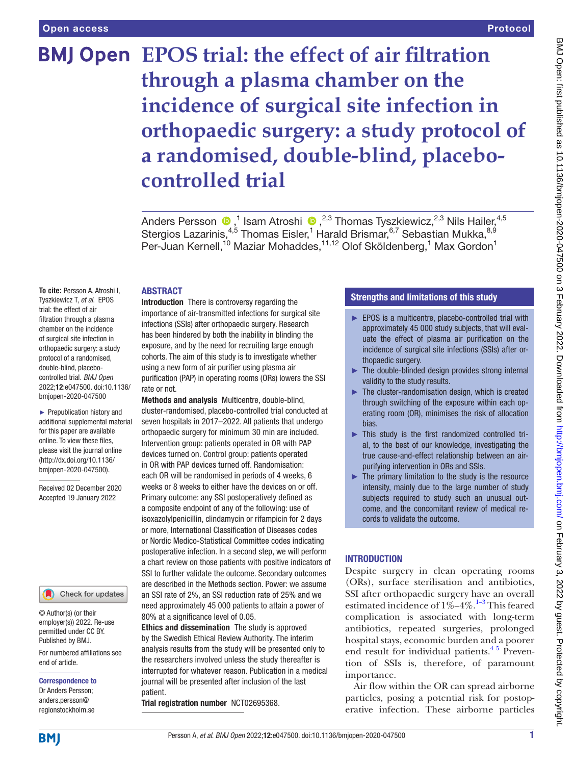Open access

Protocol

# EPOS trial: the effect of air filtration through a plasma chamber on the incidence of surgical site infection in orthopaedic surgery: a study protocol of a randomised, double-blind, placebo-controlled trial

Anders Persson,[1] Isam Atroshi,[2,3] Thomas Tyszkiewicz,[2,3] Nils Hailer,[4,5] Stergios Lazarinis,[4,5] Thomas Eisler,[1] Harald Brismar,[6,7] Sebastian Mukka,[8,9] Per-Juan Kernell,[10] Maziar Mohaddes,[11,12] Olof Sköldenberg,[1] Max Gordon[1]

**To cite:** Persson A, Atroshi I, Tyszkiewicz T, *et al*. EPOS trial: the effect of air filtration through a plasma chamber on the incidence of surgical site infection in orthopaedic surgery: a study protocol of a randomised, double-blind, placebo-controlled trial. *BMJ Open* 2022;**12**:e047500. doi:10.1136/bmjopen-2020-047500

► Prepublication history and additional supplemental material for this paper are available online. To view these files, please visit the journal online (http://dx.doi.org/10.1136/bmjopen-2020-047500).

Received 02 December 2020
Accepted 19 January 2022

© Author(s) (or their employer(s)) 2022. Re-use permitted under CC BY. Published by BMJ.

For numbered affiliations see end of article.

**Correspondence to**
Dr Anders Persson; anders.persson@regionstockholm.se

## ABSTRACT

**Introduction** There is controversy regarding the importance of air-transmitted infections for surgical site infections (SSIs) after orthopaedic surgery. Research has been hindered by both the inability in blinding the exposure, and by the need for recruiting large enough cohorts. The aim of this study is to investigate whether using a new form of air purifier using plasma air purification (PAP) in operating rooms (ORs) lowers the SSI rate or not.

**Methods and analysis** Multicentre, double-blind, cluster-randomised, placebo-controlled trial conducted at seven hospitals in 2017–2022. All patients that undergo orthopaedic surgery for minimum 30 min are included. Intervention group: patients operated in OR with PAP devices turned on. Control group: patients operated in OR with PAP devices turned off. Randomisation: each OR will be randomised in periods of 4 weeks, 6 weeks or 8 weeks to either have the devices on or off. Primary outcome: any SSI postoperatively defined as a composite endpoint of any of the following: use of isoxazolylpenicillin, clindamycin or rifampicin for 2 days or more, International Classification of Diseases codes or Nordic Medico-Statistical Committee codes indicating postoperative infection. In a second step, we will perform a chart review on those patients with positive indicators of SSI to further validate the outcome. Secondary outcomes are described in the Methods section. Power: we assume an SSI rate of 2%, an SSI reduction rate of 25% and we need approximately 45 000 patients to attain a power of 80% at a significance level of 0.05.

**Ethics and dissemination** The study is approved by the Swedish Ethical Review Authority. The interim analysis results from the study will be presented only to the researchers involved unless the study thereafter is interrupted for whatever reason. Publication in a medical journal will be presented after inclusion of the last patient.

**Trial registration number** NCT02695368.

## Strengths and limitations of this study

- ► EPOS is a multicentre, placebo-controlled trial with approximately 45 000 study subjects, that will evaluate the effect of plasma air purification on the incidence of surgical site infections (SSIs) after orthopaedic surgery.
- ► The double-blinded design provides strong internal validity to the study results.
- ► The cluster-randomisation design, which is created through switching of the exposure within each operating room (OR), minimises the risk of allocation bias.
- ► This study is the first randomized controlled trial, to the best of our knowledge, investigating the true cause-and-effect relationship between an air-purifying intervention in ORs and SSIs.
- ► The primary limitation to the study is the resource intensity, mainly due to the large number of study subjects required to study such an unusual outcome, and the concomitant review of medical records to validate the outcome.

## INTRODUCTION

Despite surgery in clean operating rooms (ORs), surface sterilisation and antibiotics, SSI after orthopaedic surgery have an overall estimated incidence of 1%–4%.[1–3] This feared complication is associated with long-term antibiotics, repeated surgeries, prolonged hospital stays, economic burden and a poorer end result for individual patients.[4 5] Prevention of SSIs is, therefore, of paramount importance.

Air flow within the OR can spread airborne particles, posing a potential risk for postoperative infection. These airborne particles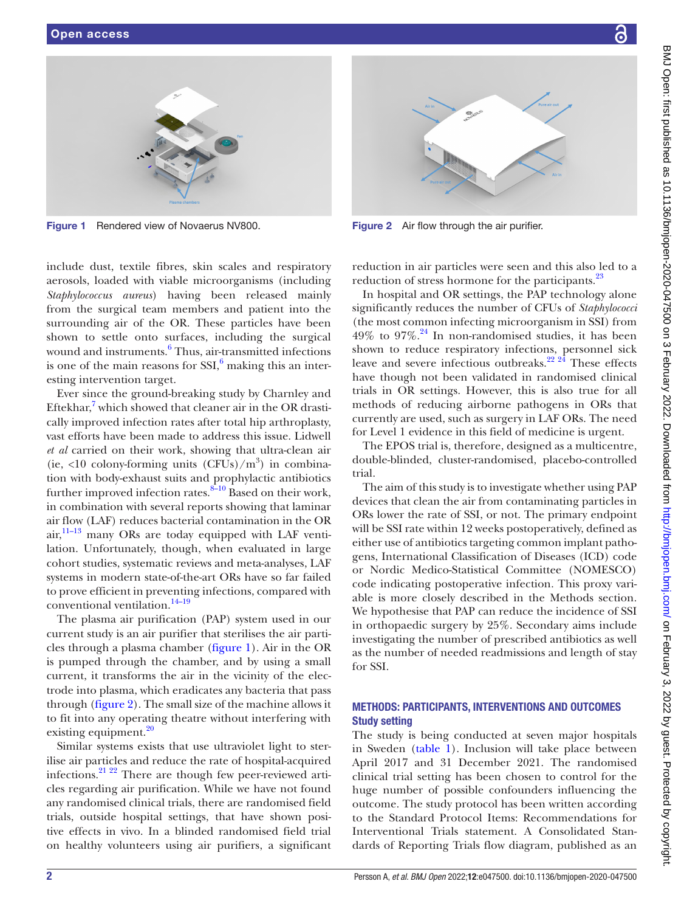Figure 1 Rendered view of Novaerus NV800.

Figure 2 Air flow through the air purifier.

include dust, textile fibres, skin scales and respiratory aerosols, loaded with viable microorganisms (including *Staphylococcus aureus*) having been released mainly from the surgical team members and patient into the surrounding air of the OR. These particles have been shown to settle onto surfaces, including the surgical wound and instruments.[6] Thus, air-transmitted infections is one of the main reasons for SSI,[6] making this an interesting intervention target.

Ever since the ground-breaking study by Charnley and Eftekhar,[7] which showed that cleaner air in the OR drastically improved infection rates after total hip arthroplasty, vast efforts have been made to address this issue. Lidwell *et al* carried on their work, showing that ultra-clean air (ie, <10 colony-forming units (CFUs)/m$^3$) in combination with body-exhaust suits and prophylactic antibiotics further improved infection rates.[8–10] Based on their work, in combination with several reports showing that laminar air flow (LAF) reduces bacterial contamination in the OR air,[11–13] many ORs are today equipped with LAF ventilation. Unfortunately, though, when evaluated in large cohort studies, systematic reviews and meta-analyses, LAF systems in modern state-of-the-art ORs have so far failed to prove efficient in preventing infections, compared with conventional ventilation.[14–19]

The plasma air purification (PAP) system used in our current study is an air purifier that sterilises the air particles through a plasma chamber (figure 1). Air in the OR is pumped through the chamber, and by using a small current, it transforms the air in the vicinity of the electrode into plasma, which eradicates any bacteria that pass through (figure 2). The small size of the machine allows it to fit into any operating theatre without interfering with existing equipment.[20]

Similar systems exists that use ultraviolet light to sterilise air particles and reduce the rate of hospital-acquired infections.[21 22] There are though few peer-reviewed articles regarding air purification. While we have not found any randomised clinical trials, there are randomised field trials, outside hospital settings, that have shown positive effects in vivo. In a blinded randomised field trial on healthy volunteers using air purifiers, a significant reduction in air particles were seen and this also led to a reduction of stress hormone for the participants.[23]

In hospital and OR settings, the PAP technology alone significantly reduces the number of CFUs of *Staphylococci* (the most common infecting microorganism in SSI) from 49% to 97%.[24] In non-randomised studies, it has been shown to reduce respiratory infections, personnel sick leave and severe infectious outbreaks.[22 24] These effects have though not been validated in randomised clinical trials in OR settings. However, this is also true for all methods of reducing airborne pathogens in ORs that currently are used, such as surgery in LAF ORs. The need for Level 1 evidence in this field of medicine is urgent.

The EPOS trial is, therefore, designed as a multicentre, double-blinded, cluster-randomised, placebo-controlled trial.

The aim of this study is to investigate whether using PAP devices that clean the air from contaminating particles in ORs lower the rate of SSI, or not. The primary endpoint will be SSI rate within 12 weeks postoperatively, defined as either use of antibiotics targeting common implant pathogens, International Classification of Diseases (ICD) code or Nordic Medico-Statistical Committee (NOMESCO) code indicating postoperative infection. This proxy variable is more closely described in the Methods section. We hypothesise that PAP can reduce the incidence of SSI in orthopaedic surgery by 25%. Secondary aims include investigating the number of prescribed antibiotics as well as the number of needed readmissions and length of stay for SSI.

## METHODS: PARTICIPANTS, INTERVENTIONS AND OUTCOMES

### Study setting

The study is being conducted at seven major hospitals in Sweden (table 1). Inclusion will take place between April 2017 and 31 December 2021. The randomised clinical trial setting has been chosen to control for the huge number of possible confounders influencing the outcome. The study protocol has been written according to the Standard Protocol Items: Recommendations for Interventional Trials statement. A Consolidated Standards of Reporting Trials flow diagram, published as an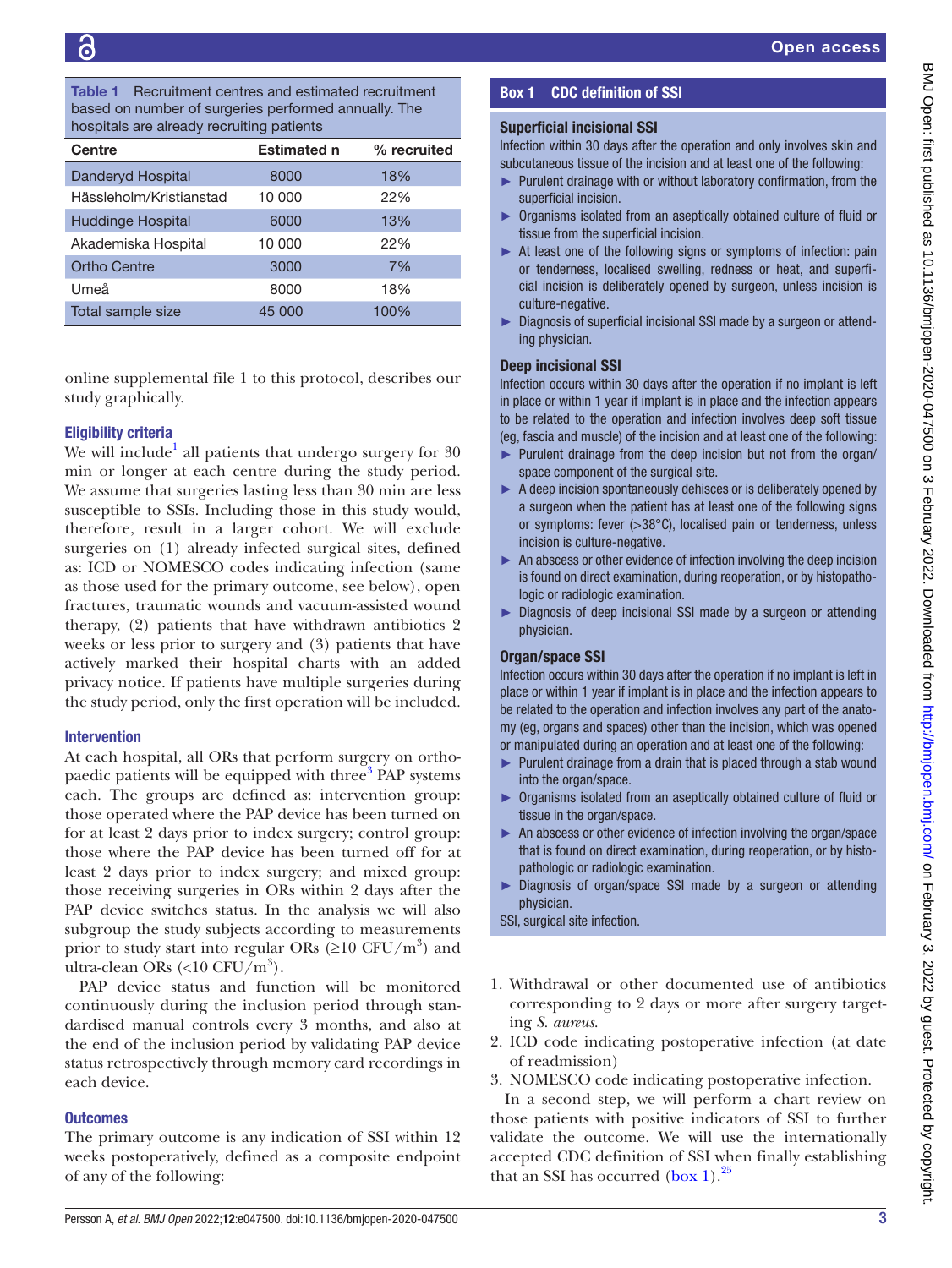Table 1 Recruitment centres and estimated recruitment based on number of surgeries performed annually. The hospitals are already recruiting patients

| Centre | Estimated n | % recruited |
|---|---|---|
| Danderyd Hospital | 8000 | 18% |
| Hässleholm/Kristianstad | 10 000 | 22% |
| Huddinge Hospital | 6000 | 13% |
| Akademiska Hospital | 10 000 | 22% |
| Ortho Centre | 3000 | 7% |
| Umeå | 8000 | 18% |
| Total sample size | 45 000 | 100% |

online supplemental file 1 to this protocol, describes our study graphically.

### Eligibility criteria

We will include[1] all patients that undergo surgery for 30 min or longer at each centre during the study period. We assume that surgeries lasting less than 30 min are less susceptible to SSIs. Including those in this study would, therefore, result in a larger cohort. We will exclude surgeries on (1) already infected surgical sites, defined as: ICD or NOMESCO codes indicating infection (same as those used for the primary outcome, see below), open fractures, traumatic wounds and vacuum-assisted wound therapy, (2) patients that have withdrawn antibiotics 2 weeks or less prior to surgery and (3) patients that have actively marked their hospital charts with an added privacy notice. If patients have multiple surgeries during the study period, only the first operation will be included.

### Intervention

At each hospital, all ORs that perform surgery on orthopaedic patients will be equipped with three[3] PAP systems each. The groups are defined as: intervention group: those operated where the PAP device has been turned on for at least 2 days prior to index surgery; control group: those where the PAP device has been turned off for at least 2 days prior to index surgery; and mixed group: those receiving surgeries in ORs within 2 days after the PAP device switches status. In the analysis we will also subgroup the study subjects according to measurements prior to study start into regular ORs (≥10 CFU/m$^3$) and ultra-clean ORs (<10 CFU/m$^3$).

PAP device status and function will be monitored continuously during the inclusion period through standardised manual controls every 3 months, and also at the end of the inclusion period by validating PAP device status retrospectively through memory card recordings in each device.

### Outcomes

The primary outcome is any indication of SSI within 12 weeks postoperatively, defined as a composite endpoint of any of the following:

1. Withdrawal or other documented use of antibiotics corresponding to 2 days or more after surgery targeting *S. aureus*.
2. ICD code indicating postoperative infection (at date of readmission)
3. NOMESCO code indicating postoperative infection.

In a second step, we will perform a chart review on those patients with positive indicators of SSI to further validate the outcome. We will use the internationally accepted CDC definition of SSI when finally establishing that an SSI has occurred (box 1).[25]

**Box 1 CDC definition of SSI**

**Superficial incisional SSI**

Infection within 30 days after the operation and only involves skin and subcutaneous tissue of the incision and at least one of the following:

- Purulent drainage with or without laboratory confirmation, from the superficial incision.
- Organisms isolated from an aseptically obtained culture of fluid or tissue from the superficial incision.
- At least one of the following signs or symptoms of infection: pain or tenderness, localised swelling, redness or heat, and superficial incision is deliberately opened by surgeon, unless incision is culture-negative.
- Diagnosis of superficial incisional SSI made by a surgeon or attending physician.

**Deep incisional SSI**

Infection occurs within 30 days after the operation if no implant is left in place or within 1 year if implant is in place and the infection appears to be related to the operation and infection involves deep soft tissue (eg, fascia and muscle) of the incision and at least one of the following:

- Purulent drainage from the deep incision but not from the organ/space component of the surgical site.
- A deep incision spontaneously dehisces or is deliberately opened by a surgeon when the patient has at least one of the following signs or symptoms: fever (>38°C), localised pain or tenderness, unless incision is culture-negative.
- An abscess or other evidence of infection involving the deep incision is found on direct examination, during reoperation, or by histopathologic or radiologic examination.
- Diagnosis of deep incisional SSI made by a surgeon or attending physician.

**Organ/space SSI**

Infection occurs within 30 days after the operation if no implant is left in place or within 1 year if implant is in place and the infection appears to be related to the operation and infection involves any part of the anatomy (eg, organs and spaces) other than the incision, which was opened or manipulated during an operation and at least one of the following:

- Purulent drainage from a drain that is placed through a stab wound into the organ/space.
- Organisms isolated from an aseptically obtained culture of fluid or tissue in the organ/space.
- An abscess or other evidence of infection involving the organ/space that is found on direct examination, during reoperation, or by histopathologic or radiologic examination.
- Diagnosis of organ/space SSI made by a surgeon or attending physician.

SSI, surgical site infection.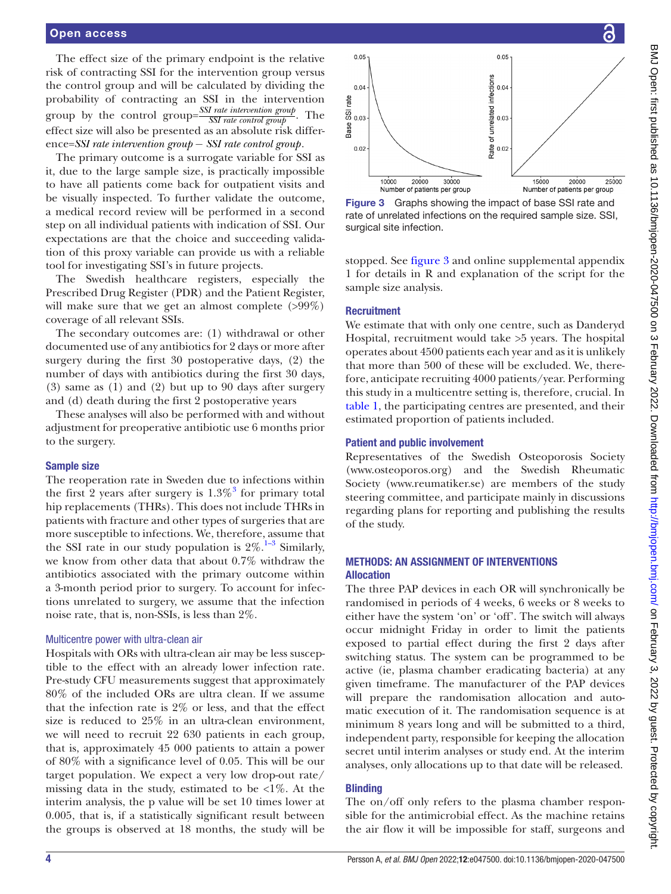The effect size of the primary endpoint is the relative risk of contracting SSI for the intervention group versus the control group and will be calculated by dividing the probability of contracting an SSI in the intervention group by the control group=$\frac{\text{SSI rate intervention group}}{\text{SSI rate control group}}$. The effect size will also be presented as an absolute risk difference=*SSI rate intervention group − SSI rate control group*.

The primary outcome is a surrogate variable for SSI as it, due to the large sample size, is practically impossible to have all patients come back for outpatient visits and be visually inspected. To further validate the outcome, a medical record review will be performed in a second step on all individual patients with indication of SSI. Our expectations are that the choice and succeeding validation of this proxy variable can provide us with a reliable tool for investigating SSI's in future projects.

The Swedish healthcare registers, especially the Prescribed Drug Register (PDR) and the Patient Register, will make sure that we get an almost complete (>99%) coverage of all relevant SSIs.

The secondary outcomes are: (1) withdrawal or other documented use of any antibiotics for 2 days or more after surgery during the first 30 postoperative days, (2) the number of days with antibiotics during the first 30 days, (3) same as (1) and (2) but up to 90 days after surgery and (d) death during the first 2 postoperative years

These analyses will also be performed with and without adjustment for preoperative antibiotic use 6 months prior to the surgery.

### Sample size

The reoperation rate in Sweden due to infections within the first 2 years after surgery is 1.3%[3] for primary total hip replacements (THRs). This does not include THRs in patients with fracture and other types of surgeries that are more susceptible to infections. We, therefore, assume that the SSI rate in our study population is 2%.[1–3] Similarly, we know from other data that about 0.7% withdraw the antibiotics associated with the primary outcome within a 3-month period prior to surgery. To account for infections unrelated to surgery, we assume that the infection noise rate, that is, non-SSIs, is less than 2%.

#### Multicentre power with ultra-clean air

Hospitals with ORs with ultra-clean air may be less susceptible to the effect with an already lower infection rate. Pre-study CFU measurements suggest that approximately 80% of the included ORs are ultra clean. If we assume that the infection rate is 2% or less, and that the effect size is reduced to 25% in an ultra-clean environment, we will need to recruit 22 630 patients in each group, that is, approximately 45 000 patients to attain a power of 80% with a significance level of 0.05. This will be our target population. We expect a very low drop-out rate/missing data in the study, estimated to be <1%. At the interim analysis, the p value will be set 10 times lower at 0.005, that is, if a statistically significant result between the groups is observed at 18 months, the study will be stopped. See figure 3 and online supplemental appendix 1 for details in R and explanation of the script for the sample size analysis.

Figure 3 Graphs showing the impact of base SSI rate and rate of unrelated infections on the required sample size. SSI, surgical site infection.

### Recruitment

We estimate that with only one centre, such as Danderyd Hospital, recruitment would take >5 years. The hospital operates about 4500 patients each year and as it is unlikely that more than 500 of these will be excluded. We, therefore, anticipate recruiting 4000 patients/year. Performing this study in a multicentre setting is, therefore, crucial. In table 1, the participating centres are presented, and their estimated proportion of patients included.

### Patient and public involvement

Representatives of the Swedish Osteoporosis Society (www.osteoporos.org) and the Swedish Rheumatic Society (www.reumatiker.se) are members of the study steering committee, and participate mainly in discussions regarding plans for reporting and publishing the results of the study.

## METHODS: AN ASSIGNMENT OF INTERVENTIONS

### Allocation

The three PAP devices in each OR will synchronically be randomised in periods of 4 weeks, 6 weeks or 8 weeks to either have the system 'on' or 'off'. The switch will always occur midnight Friday in order to limit the patients exposed to partial effect during the first 2 days after switching status. The system can be programmed to be active (ie, plasma chamber eradicating bacteria) at any given timeframe. The manufacturer of the PAP devices will prepare the randomisation allocation and automatic execution of it. The randomisation sequence is at minimum 8 years long and will be submitted to a third, independent party, responsible for keeping the allocation secret until interim analyses or study end. At the interim analyses, only allocations up to that date will be released.

### Blinding

The on/off only refers to the plasma chamber responsible for the antimicrobial effect. As the machine retains the air flow it will be impossible for staff, surgeons and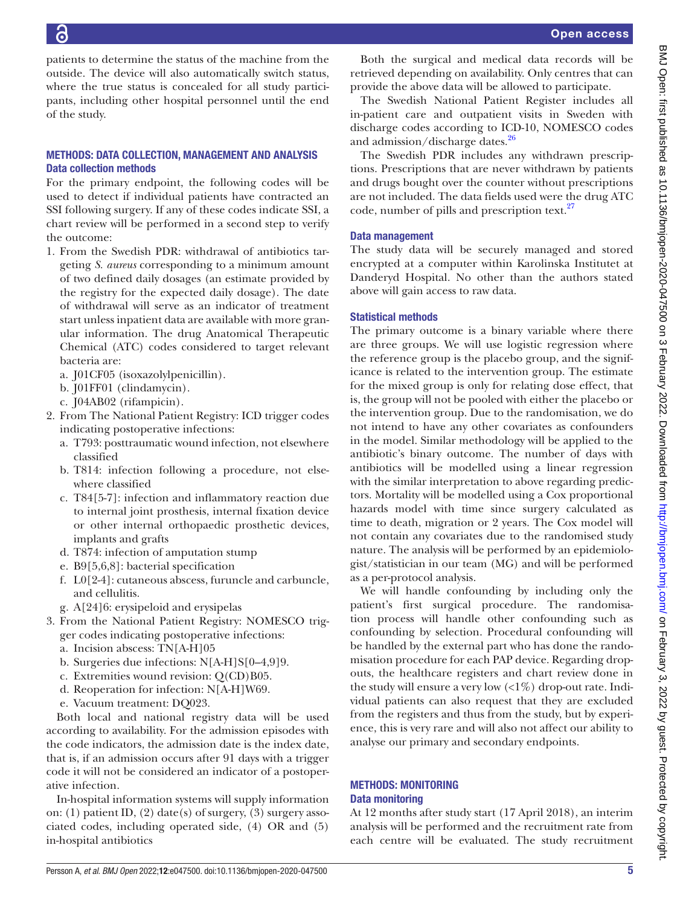patients to determine the status of the machine from the outside. The device will also automatically switch status, where the true status is concealed for all study participants, including other hospital personnel until the end of the study.

## METHODS: DATA COLLECTION, MANAGEMENT AND ANALYSIS

### Data collection methods

For the primary endpoint, the following codes will be used to detect if individual patients have contracted an SSI following surgery. If any of these codes indicate SSI, a chart review will be performed in a second step to verify the outcome:

1. From the Swedish PDR: withdrawal of antibiotics targeting *S. aureus* corresponding to a minimum amount of two defined daily dosages (an estimate provided by the registry for the expected daily dosage). The date of withdrawal will serve as an indicator of treatment start unless inpatient data are available with more granular information. The drug Anatomical Therapeutic Chemical (ATC) codes considered to target relevant bacteria are:
   a. J01CF05 (isoxazolylpenicillin).
   b. J01FF01 (clindamycin).
   c. J04AB02 (rifampicin).
2. From The National Patient Registry: ICD trigger codes indicating postoperative infections:
   a. T793: posttraumatic wound infection, not elsewhere classified
   b. T814: infection following a procedure, not elsewhere classified
   c. T84[5-7]: infection and inflammatory reaction due to internal joint prosthesis, internal fixation device or other internal orthopaedic prosthetic devices, implants and grafts
   d. T874: infection of amputation stump
   e. B9[5,6,8]: bacterial specification
   f. L0[2-4]: cutaneous abscess, furuncle and carbuncle, and cellulitis.
   g. A[24]6: erysipeloid and erysipelas
3. From the National Patient Registry: NOMESCO trigger codes indicating postoperative infections:
   a. Incision abscess: TN[A-H]05
   b. Surgeries due infections: N[A-H]S[0–4,9]9.
   c. Extremities wound revision: Q(CD)B05.
   d. Reoperation for infection: N[A-H]W69.
   e. Vacuum treatment: DQ023.

Both local and national registry data will be used according to availability. For the admission episodes with the code indicators, the admission date is the index date, that is, if an admission occurs after 91 days with a trigger code it will not be considered an indicator of a postoperative infection.

In-hospital information systems will supply information on: (1) patient ID, (2) date(s) of surgery, (3) surgery associated codes, including operated side, (4) OR and (5) in-hospital antibiotics

Both the surgical and medical data records will be retrieved depending on availability. Only centres that can provide the above data will be allowed to participate.

The Swedish National Patient Register includes all in-patient care and outpatient visits in Sweden with discharge codes according to ICD-10, NOMESCO codes and admission/discharge dates.[26]

The Swedish PDR includes any withdrawn prescriptions. Prescriptions that are never withdrawn by patients and drugs bought over the counter without prescriptions are not included. The data fields used were the drug ATC code, number of pills and prescription text.[27]

### Data management

The study data will be securely managed and stored encrypted at a computer within Karolinska Institutet at Danderyd Hospital. No other than the authors stated above will gain access to raw data.

### Statistical methods

The primary outcome is a binary variable where there are three groups. We will use logistic regression where the reference group is the placebo group, and the significance is related to the intervention group. The estimate for the mixed group is only for relating dose effect, that is, the group will not be pooled with either the placebo or the intervention group. Due to the randomisation, we do not intend to have any other covariates as confounders in the model. Similar methodology will be applied to the antibiotic's binary outcome. The number of days with antibiotics will be modelled using a linear regression with the similar interpretation to above regarding predictors. Mortality will be modelled using a Cox proportional hazards model with time since surgery calculated as time to death, migration or 2 years. The Cox model will not contain any covariates due to the randomised study nature. The analysis will be performed by an epidemiologist/statistician in our team (MG) and will be performed as a per-protocol analysis.

We will handle confounding by including only the patient's first surgical procedure. The randomisation process will handle other confounding such as confounding by selection. Procedural confounding will be handled by the external part who has done the randomisation procedure for each PAP device. Regarding dropouts, the healthcare registers and chart review done in the study will ensure a very low (<1%) drop-out rate. Individual patients can also request that they are excluded from the registers and thus from the study, but by experience, this is very rare and will also not affect our ability to analyse our primary and secondary endpoints.

## METHODS: MONITORING

### Data monitoring

At 12 months after study start (17 April 2018), an interim analysis will be performed and the recruitment rate from each centre will be evaluated. The study recruitment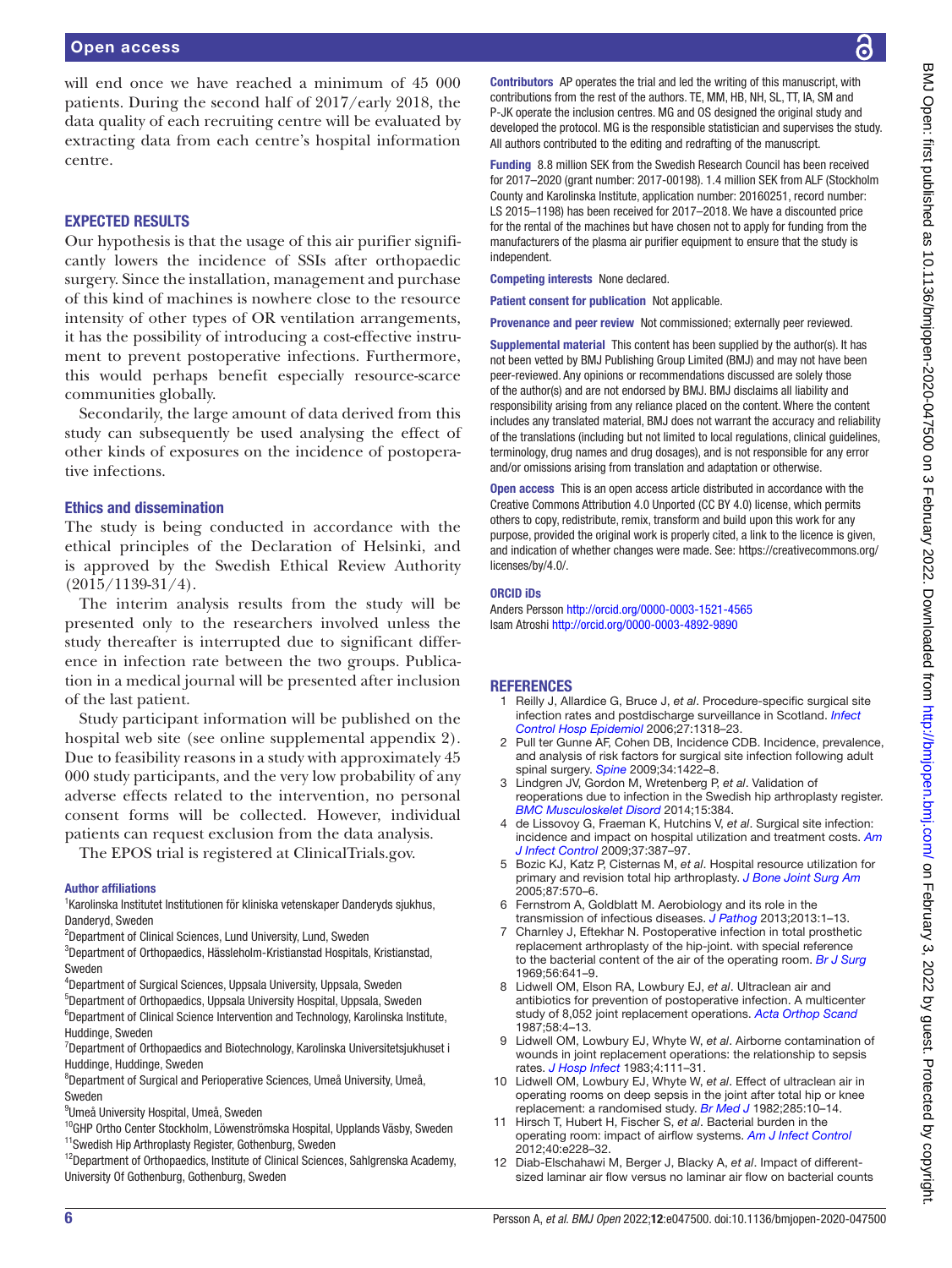will end once we have reached a minimum of 45 000 patients. During the second half of 2017/early 2018, the data quality of each recruiting centre will be evaluated by extracting data from each centre's hospital information centre.

## EXPECTED RESULTS

Our hypothesis is that the usage of this air purifier significantly lowers the incidence of SSIs after orthopaedic surgery. Since the installation, management and purchase of this kind of machines is nowhere close to the resource intensity of other types of OR ventilation arrangements, it has the possibility of introducing a cost-effective instrument to prevent postoperative infections. Furthermore, this would perhaps benefit especially resource-scarce communities globally.

Secondarily, the large amount of data derived from this study can subsequently be used analysing the effect of other kinds of exposures on the incidence of postoperative infections.

### Ethics and dissemination

The study is being conducted in accordance with the ethical principles of the Declaration of Helsinki, and is approved by the Swedish Ethical Review Authority (2015/1139-31/4).

The interim analysis results from the study will be presented only to the researchers involved unless the study thereafter is interrupted due to significant difference in infection rate between the two groups. Publication in a medical journal will be presented after inclusion of the last patient.

Study participant information will be published on the hospital web site (see online supplemental appendix 2). Due to feasibility reasons in a study with approximately 45 000 study participants, and the very low probability of any adverse effects related to the intervention, no personal consent forms will be collected. However, individual patients can request exclusion from the data analysis.

The EPOS trial is registered at ClinicalTrials.gov.

#### Author affiliations

[1]Karolinska Institutet Institutionen för kliniska vetenskaper Danderyds sjukhus, Danderyd, Sweden
[2]Department of Clinical Sciences, Lund University, Lund, Sweden
[3]Department of Orthopaedics, Hässleholm-Kristianstad Hospitals, Kristianstad, Sweden
[4]Department of Surgical Sciences, Uppsala University, Uppsala, Sweden
[5]Department of Orthopaedics, Uppsala University Hospital, Uppsala, Sweden
[6]Department of Clinical Science Intervention and Technology, Karolinska Institute, Huddinge, Sweden
[7]Department of Orthopaedics and Biotechnology, Karolinska Universitetsjukhuset i Huddinge, Huddinge, Sweden
[8]Department of Surgical and Perioperative Sciences, Umeå University, Umeå, Sweden
[9]Umeå University Hospital, Umeå, Sweden
[10]GHP Ortho Center Stockholm, Löwenströmska Hospital, Upplands Väsby, Sweden
[11]Swedish Hip Arthroplasty Register, Gothenburg, Sweden
[12]Department of Orthopaedics, Institute of Clinical Sciences, Sahlgrenska Academy, University Of Gothenburg, Gothenburg, Sweden

**Contributors** AP operates the trial and led the writing of this manuscript, with contributions from the rest of the authors. TE, MM, HB, NH, SL, TT, IA, SM and P-JK operate the inclusion centres. MG and OS designed the original study and developed the protocol. MG is the responsible statistician and supervises the study. All authors contributed to the editing and redrafting of the manuscript.

**Funding** 8.8 million SEK from the Swedish Research Council has been received for 2017–2020 (grant number: 2017-00198). 1.4 million SEK from ALF (Stockholm County and Karolinska Institute, application number: 20160251, record number: LS 2015–1198) has been received for 2017–2018. We have a discounted price for the rental of the machines but have chosen not to apply for funding from the manufacturers of the plasma air purifier equipment to ensure that the study is independent.

**Competing interests** None declared.

**Patient consent for publication** Not applicable.

**Provenance and peer review** Not commissioned; externally peer reviewed.

**Supplemental material** This content has been supplied by the author(s). It has not been vetted by BMJ Publishing Group Limited (BMJ) and may not have been peer-reviewed. Any opinions or recommendations discussed are solely those of the author(s) and are not endorsed by BMJ. BMJ disclaims all liability and responsibility arising from any reliance placed on the content. Where the content includes any translated material, BMJ does not warrant the accuracy and reliability of the translations (including but not limited to local regulations, clinical guidelines, terminology, drug names and drug dosages), and is not responsible for any error and/or omissions arising from translation and adaptation or otherwise.

**Open access** This is an open access article distributed in accordance with the Creative Commons Attribution 4.0 Unported (CC BY 4.0) license, which permits others to copy, redistribute, remix, transform and build upon this work for any purpose, provided the original work is properly cited, a link to the licence is given, and indication of whether changes were made. See: https://creativecommons.org/licenses/by/4.0/.

#### ORCID iDs

Anders Persson http://orcid.org/0000-0003-1521-4565
Isam Atroshi http://orcid.org/0000-0003-4892-9890

## REFERENCES

1. Reilly J, Allardice G, Bruce J, *et al*. Procedure-specific surgical site infection rates and postdischarge surveillance in Scotland. *Infect Control Hosp Epidemiol* 2006;27:1318–23.
2. Pull ter Gunne AF, Cohen DB, Incidence CDB. Incidence, prevalence, and analysis of risk factors for surgical site infection following adult spinal surgery. *Spine* 2009;34:1422–8.
3. Lindgren JV, Gordon M, Wretenberg P, *et al*. Validation of reoperations due to infection in the Swedish hip arthroplasty register. *BMC Musculoskelet Disord* 2014;15:384.
4. de Lissovoy G, Fraeman K, Hutchins V, *et al*. Surgical site infection: incidence and impact on hospital utilization and treatment costs. *Am J Infect Control* 2009;37:387–97.
5. Bozic KJ, Katz P, Cisternas M, *et al*. Hospital resource utilization for primary and revision total hip arthroplasty. *J Bone Joint Surg Am* 2005;87:570–6.
6. Fernstrom A, Goldblatt M. Aerobiology and its role in the transmission of infectious diseases. *J Pathog* 2013;2013:1–13.
7. Charnley J, Eftekhar N. Postoperative infection in total prosthetic replacement arthroplasty of the hip-joint. with special reference to the bacterial content of the air of the operating room. *Br J Surg* 1969;56:641–9.
8. Lidwell OM, Elson RA, Lowbury EJ, *et al*. Ultraclean air and antibiotics for prevention of postoperative infection. A multicenter study of 8,052 joint replacement operations. *Acta Orthop Scand* 1987;58:4–13.
9. Lidwell OM, Lowbury EJ, Whyte W, *et al*. Airborne contamination of wounds in joint replacement operations: the relationship to sepsis rates. *J Hosp Infect* 1983;4:111–31.
10. Lidwell OM, Lowbury EJ, Whyte W, *et al*. Effect of ultraclean air in operating rooms on deep sepsis in the joint after total hip or knee replacement: a randomised study. *Br Med J* 1982;285:10–14.
11. Hirsch T, Hubert H, Fischer S, *et al*. Bacterial burden in the operating room: impact of airflow systems. *Am J Infect Control* 2012;40:e228–32.
12. Diab-Elschahawi M, Berger J, Blacky A, *et al*. Impact of different-sized laminar air flow versus no laminar air flow on bacterial counts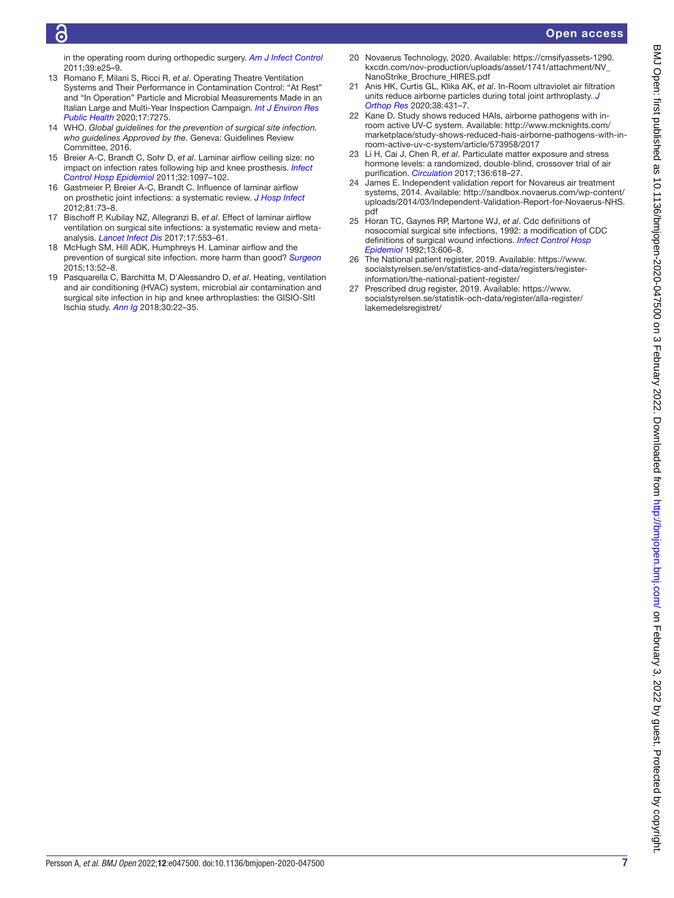in the operating room during orthopedic surgery. *Am J Infect Control* 2011;39:e25–9.

13 Romano F, Milani S, Ricci R, *et al*. Operating Theatre Ventilation Systems and Their Performance in Contamination Control: "At Rest" and "In Operation" Particle and Microbial Measurements Made in an Italian Large and Multi-Year Inspection Campaign. *Int J Environ Res Public Health* 2020;17:7275.

14 WHO. *Global guidelines for the prevention of surgical site infection. who guidelines Approved by the*. Geneva: Guidelines Review Committee, 2016.

15 Breier A-C, Brandt C, Sohr D, *et al*. Laminar airflow ceiling size: no impact on infection rates following hip and knee prosthesis. *Infect Control Hosp Epidemiol* 2011;32:1097–102.

16 Gastmeier P, Breier A-C, Brandt C. Influence of laminar airflow on prosthetic joint infections: a systematic review. *J Hosp Infect* 2012;81:73–8.

17 Bischoff P, Kubilay NZ, Allegranzi B, *et al*. Effect of laminar airflow ventilation on surgical site infections: a systematic review and meta-analysis. *Lancet Infect Dis* 2017;17:553–61.

18 McHugh SM, Hill ADK, Humphreys H. Laminar airflow and the prevention of surgical site infection. more harm than good? *Surgeon* 2015;13:52–8.

19 Pasquarella C, Barchitta M, D'Alessandro D, *et al*. Heating, ventilation and air conditioning (HVAC) system, microbial air contamination and surgical site infection in hip and knee arthroplasties: the GISIO-SItI Ischia study. *Ann Ig* 2018;30:22–35.

20 Novaerus Technology, 2020. Available: https://cmsifyassets-1290.kxcdn.com/nov-production/uploads/asset/1741/attachment/NV_NanoStrike_Brochure_HIRES.pdf

21 Anis HK, Curtis GL, Klika AK, *et al*. In-Room ultraviolet air filtration units reduce airborne particles during total joint arthroplasty. *J Orthop Res* 2020;38:431–7.

22 Kane D. Study shows reduced HAIs, airborne pathogens with in-room active UV-C system. Available: http://www.mcknights.com/marketplace/study-shows-reduced-hais-airborne-pathogens-with-in-room-active-uv-c-system/article/573958/2017

23 Li H, Cai J, Chen R, *et al*. Particulate matter exposure and stress hormone levels: a randomized, double-blind, crossover trial of air purification. *Circulation* 2017;136:618–27.

24 James E. Independent validation report for Novareus air treatment systems, 2014. Available: http://sandbox.novaerus.com/wp-content/uploads/2014/03/Independent-Validation-Report-for-Novaerus-NHS.pdf

25 Horan TC, Gaynes RP, Martone WJ, *et al*. Cdc definitions of nosocomial surgical site infections, 1992: a modification of CDC definitions of surgical wound infections. *Infect Control Hosp Epidemiol* 1992;13:606–8.

26 The National patient register, 2019. Available: https://www.socialstyrelsen.se/en/statistics-and-data/registers/register-information/the-national-patient-register/

27 Prescribed drug register, 2019. Available: https://www.socialstyrelsen.se/statistik-och-data/register/alla-register/lakemedelsregistret/